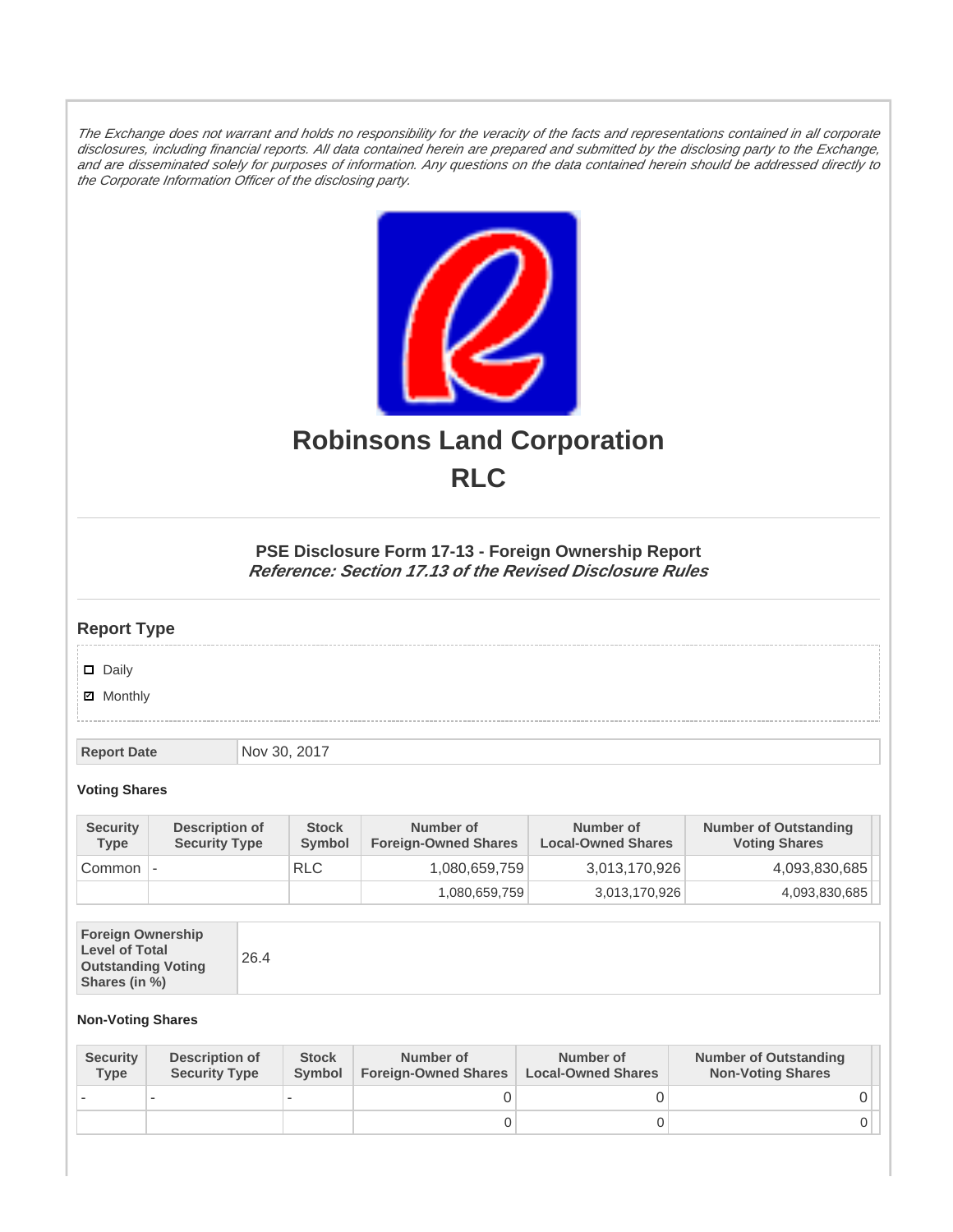*The Exchange does not warrant and holds no responsibility for the veracity of the facts and representations contained in all corporate disclosures, including financial reports. All data contained herein are prepared and submitted by the disclosing party to the Exchange, and are disseminated solely for purposes of information. Any questions on the data contained herein should be addressed directly to the Corporate Information Officer of the disclosing party.*

# Robinsons Land Corporation
# RLC

### PSE Disclosure Form 17-13 - Foreign Ownership Report
***Reference: Section 17.13 of the Revised Disclosure Rules***

## Report Type

- ☐ Daily
- ☑ Monthly

| Report Date | Nov 30, 2017 |
|---|---|

**Voting Shares**

| Security Type | Description of Security Type | Stock Symbol | Number of Foreign-Owned Shares | Number of Local-Owned Shares | Number of Outstanding Voting Shares |
|---|---|---|---|---|---|
| Common | - | RLC | 1,080,659,759 | 3,013,170,926 | 4,093,830,685 |
| | | | 1,080,659,759 | 3,013,170,926 | 4,093,830,685 |

| Foreign Ownership Level of Total Outstanding Voting Shares (in %) | 26.4 |
|---|---|

**Non-Voting Shares**

| Security Type | Description of Security Type | Stock Symbol | Number of Foreign-Owned Shares | Number of Local-Owned Shares | Number of Outstanding Non-Voting Shares |
|---|---|---|---|---|---|
| - | - | - | 0 | 0 | 0 |
| | | | 0 | 0 | 0 |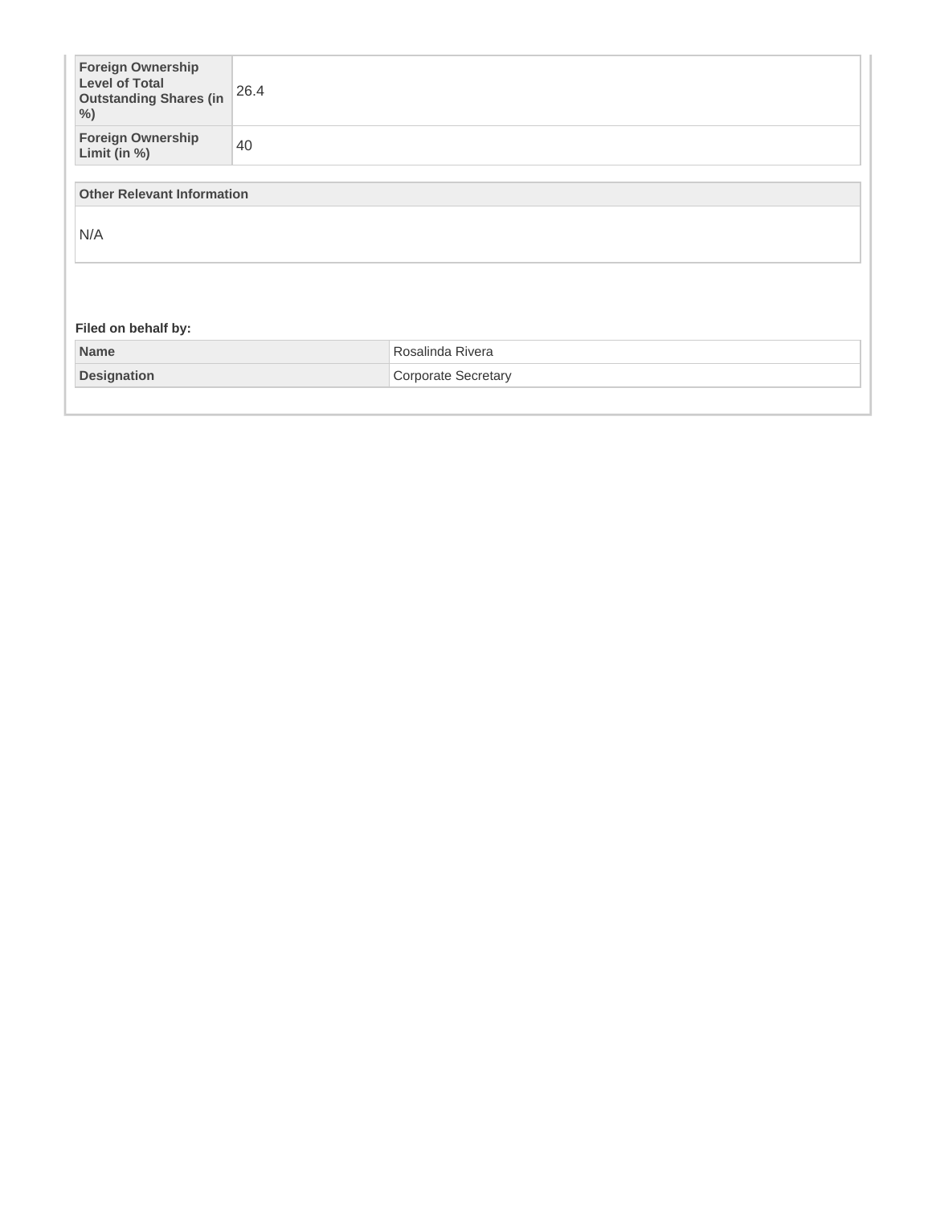| | |
|---|---|
| **Foreign Ownership Level of Total Outstanding Shares (in %)** | 26.4 |
| **Foreign Ownership Limit (in %)** | 40 |

| **Other Relevant Information** |
|---|
| N/A |

**Filed on behalf by:**

| | |
|---|---|
| **Name** | Rosalinda Rivera |
| **Designation** | Corporate Secretary |